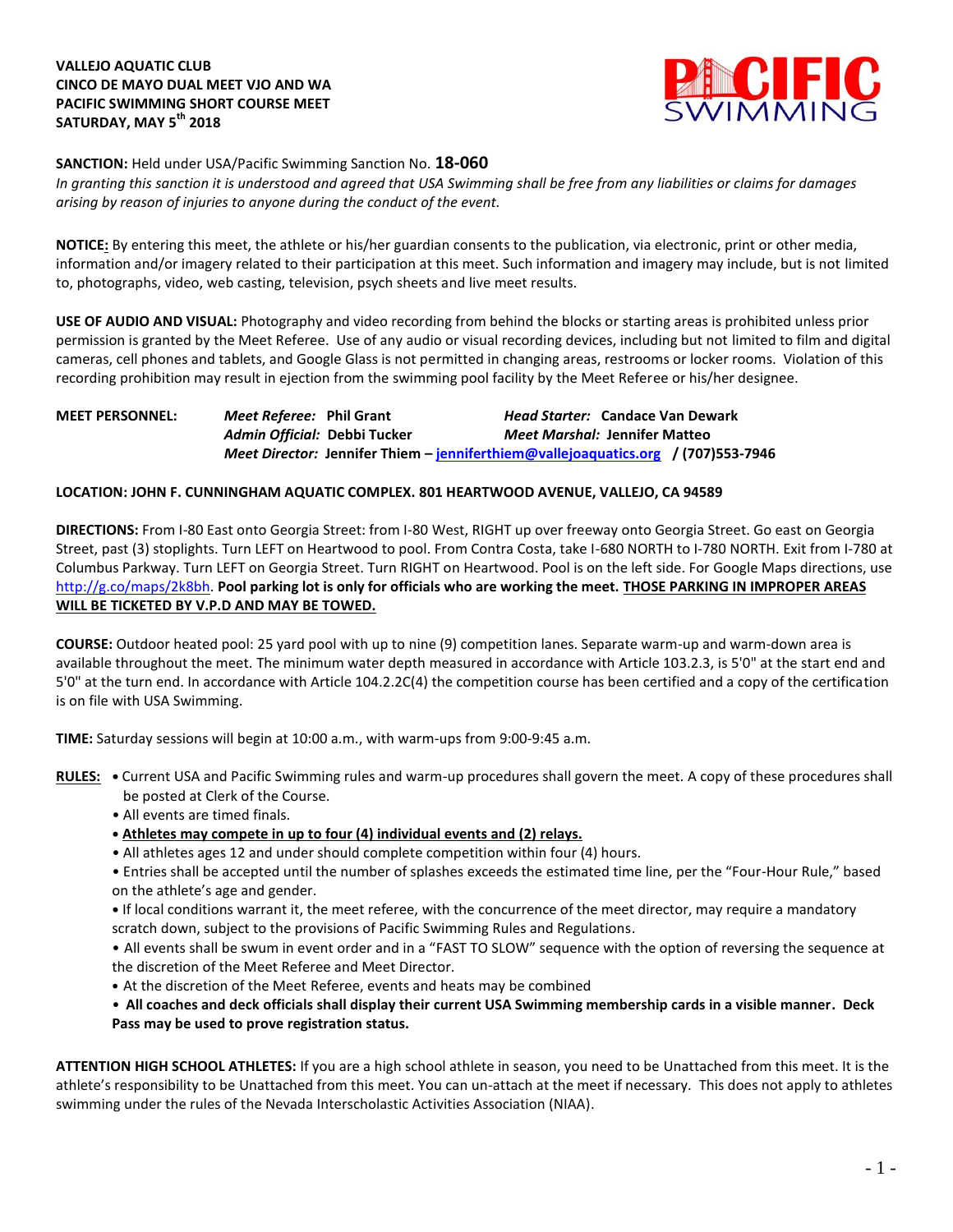**VALLEJO AQUATIC CLUB**
**CINCO DE MAYO DUAL MEET VJO AND WA**
**PACIFIC SWIMMING SHORT COURSE MEET**
**SATURDAY, MAY 5th 2018**

**SANCTION:** Held under USA/Pacific Swimming Sanction No. **18-060**

*In granting this sanction it is understood and agreed that USA Swimming shall be free from any liabilities or claims for damages arising by reason of injuries to anyone during the conduct of the event.*

**NOTICE:** By entering this meet, the athlete or his/her guardian consents to the publication, via electronic, print or other media, information and/or imagery related to their participation at this meet. Such information and imagery may include, but is not limited to, photographs, video, web casting, television, psych sheets and live meet results.

**USE OF AUDIO AND VISUAL:** Photography and video recording from behind the blocks or starting areas is prohibited unless prior permission is granted by the Meet Referee. Use of any audio or visual recording devices, including but not limited to film and digital cameras, cell phones and tablets, and Google Glass is not permitted in changing areas, restrooms or locker rooms. Violation of this recording prohibition may result in ejection from the swimming pool facility by the Meet Referee or his/her designee.

**MEET PERSONNEL:**
*Meet Referee:* **Phil Grant** — *Head Starter:* **Candace Van Dewark**
*Admin Official:* **Debbi Tucker** — *Meet Marshal:* **Jennifer Matteo**
*Meet Director:* **Jennifer Thiem – jenniferthiem@vallejoaquatics.org / (707)553-7946**

**LOCATION: JOHN F. CUNNINGHAM AQUATIC COMPLEX. 801 HEARTWOOD AVENUE, VALLEJO, CA 94589**

**DIRECTIONS:** From I-80 East onto Georgia Street: from I-80 West, RIGHT up over freeway onto Georgia Street. Go east on Georgia Street, past (3) stoplights. Turn LEFT on Heartwood to pool. From Contra Costa, take I-680 NORTH to I-780 NORTH. Exit from I-780 at Columbus Parkway. Turn LEFT on Georgia Street. Turn RIGHT on Heartwood. Pool is on the left side. For Google Maps directions, use http://g.co/maps/2k8bh. **Pool parking lot is only for officials who are working the meet. THOSE PARKING IN IMPROPER AREAS WILL BE TICKETED BY V.P.D AND MAY BE TOWED.**

**COURSE:** Outdoor heated pool: 25 yard pool with up to nine (9) competition lanes. Separate warm-up and warm-down area is available throughout the meet. The minimum water depth measured in accordance with Article 103.2.3, is 5'0" at the start end and 5'0" at the turn end. In accordance with Article 104.2.2C(4) the competition course has been certified and a copy of the certification is on file with USA Swimming.

**TIME:** Saturday sessions will begin at 10:00 a.m., with warm-ups from 9:00-9:45 a.m.

**RULES:**
- Current USA and Pacific Swimming rules and warm-up procedures shall govern the meet. A copy of these procedures shall be posted at Clerk of the Course.
- All events are timed finals.
- **Athletes may compete in up to four (4) individual events and (2) relays.**
- All athletes ages 12 and under should complete competition within four (4) hours.
- Entries shall be accepted until the number of splashes exceeds the estimated time line, per the "Four-Hour Rule," based on the athlete's age and gender.
- If local conditions warrant it, the meet referee, with the concurrence of the meet director, may require a mandatory scratch down, subject to the provisions of Pacific Swimming Rules and Regulations.
- All events shall be swum in event order and in a "FAST TO SLOW" sequence with the option of reversing the sequence at the discretion of the Meet Referee and Meet Director.
- At the discretion of the Meet Referee, events and heats may be combined
- **All coaches and deck officials shall display their current USA Swimming membership cards in a visible manner. Deck Pass may be used to prove registration status.**

**ATTENTION HIGH SCHOOL ATHLETES:** If you are a high school athlete in season, you need to be Unattached from this meet. It is the athlete's responsibility to be Unattached from this meet. You can un-attach at the meet if necessary. This does not apply to athletes swimming under the rules of the Nevada Interscholastic Activities Association (NIAA).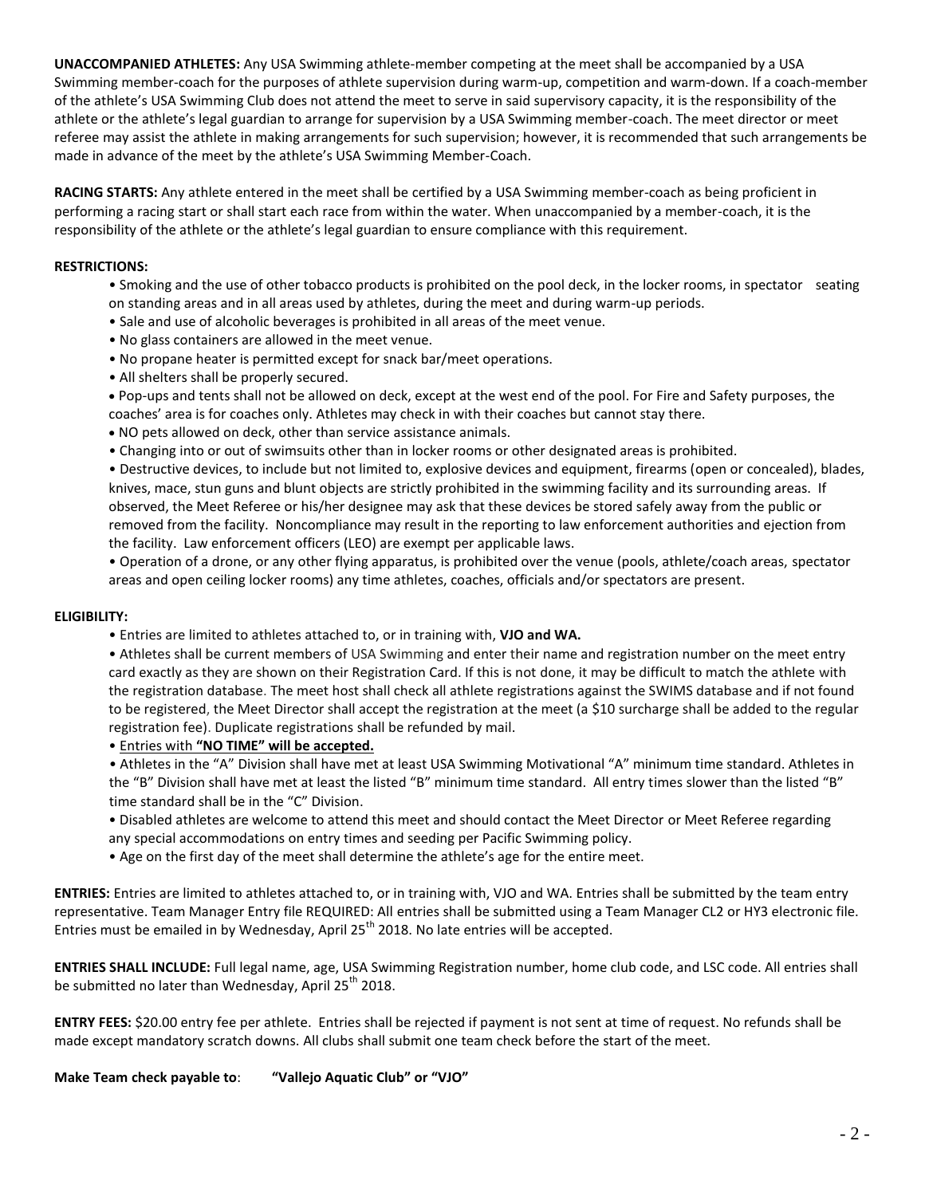**UNACCOMPANIED ATHLETES:** Any USA Swimming athlete-member competing at the meet shall be accompanied by a USA Swimming member-coach for the purposes of athlete supervision during warm-up, competition and warm-down. If a coach-member of the athlete's USA Swimming Club does not attend the meet to serve in said supervisory capacity, it is the responsibility of the athlete or the athlete's legal guardian to arrange for supervision by a USA Swimming member-coach. The meet director or meet referee may assist the athlete in making arrangements for such supervision; however, it is recommended that such arrangements be made in advance of the meet by the athlete's USA Swimming Member-Coach.

**RACING STARTS:** Any athlete entered in the meet shall be certified by a USA Swimming member-coach as being proficient in performing a racing start or shall start each race from within the water. When unaccompanied by a member-coach, it is the responsibility of the athlete or the athlete's legal guardian to ensure compliance with this requirement.

**RESTRICTIONS:**

- Smoking and the use of other tobacco products is prohibited on the pool deck, in the locker rooms, in spectator seating on standing areas and in all areas used by athletes, during the meet and during warm-up periods.
- Sale and use of alcoholic beverages is prohibited in all areas of the meet venue.
- No glass containers are allowed in the meet venue.
- No propane heater is permitted except for snack bar/meet operations.
- All shelters shall be properly secured.
- Pop-ups and tents shall not be allowed on deck, except at the west end of the pool. For Fire and Safety purposes, the coaches' area is for coaches only. Athletes may check in with their coaches but cannot stay there.
- NO pets allowed on deck, other than service assistance animals.
- Changing into or out of swimsuits other than in locker rooms or other designated areas is prohibited.
- Destructive devices, to include but not limited to, explosive devices and equipment, firearms (open or concealed), blades, knives, mace, stun guns and blunt objects are strictly prohibited in the swimming facility and its surrounding areas. If observed, the Meet Referee or his/her designee may ask that these devices be stored safely away from the public or removed from the facility. Noncompliance may result in the reporting to law enforcement authorities and ejection from the facility. Law enforcement officers (LEO) are exempt per applicable laws.
- Operation of a drone, or any other flying apparatus, is prohibited over the venue (pools, athlete/coach areas, spectator areas and open ceiling locker rooms) any time athletes, coaches, officials and/or spectators are present.

**ELIGIBILITY:**

- Entries are limited to athletes attached to, or in training with, **VJO and WA.**
- Athletes shall be current members of USA Swimming and enter their name and registration number on the meet entry card exactly as they are shown on their Registration Card. If this is not done, it may be difficult to match the athlete with the registration database. The meet host shall check all athlete registrations against the SWIMS database and if not found to be registered, the Meet Director shall accept the registration at the meet (a $10 surcharge shall be added to the regular registration fee). Duplicate registrations shall be refunded by mail.
- Entries with **"NO TIME" will be accepted.**
- Athletes in the "A" Division shall have met at least USA Swimming Motivational "A" minimum time standard. Athletes in the "B" Division shall have met at least the listed "B" minimum time standard. All entry times slower than the listed "B" time standard shall be in the "C" Division.
- Disabled athletes are welcome to attend this meet and should contact the Meet Director or Meet Referee regarding any special accommodations on entry times and seeding per Pacific Swimming policy.
- Age on the first day of the meet shall determine the athlete's age for the entire meet.

**ENTRIES:** Entries are limited to athletes attached to, or in training with, VJO and WA. Entries shall be submitted by the team entry representative. Team Manager Entry file REQUIRED: All entries shall be submitted using a Team Manager CL2 or HY3 electronic file. Entries must be emailed in by Wednesday, April 25th 2018. No late entries will be accepted.

**ENTRIES SHALL INCLUDE:** Full legal name, age, USA Swimming Registration number, home club code, and LSC code. All entries shall be submitted no later than Wednesday, April 25th 2018.

**ENTRY FEES:** $20.00 entry fee per athlete. Entries shall be rejected if payment is not sent at time of request. No refunds shall be made except mandatory scratch downs. All clubs shall submit one team check before the start of the meet.

**Make Team check payable to**: **"Vallejo Aquatic Club" or "VJO"**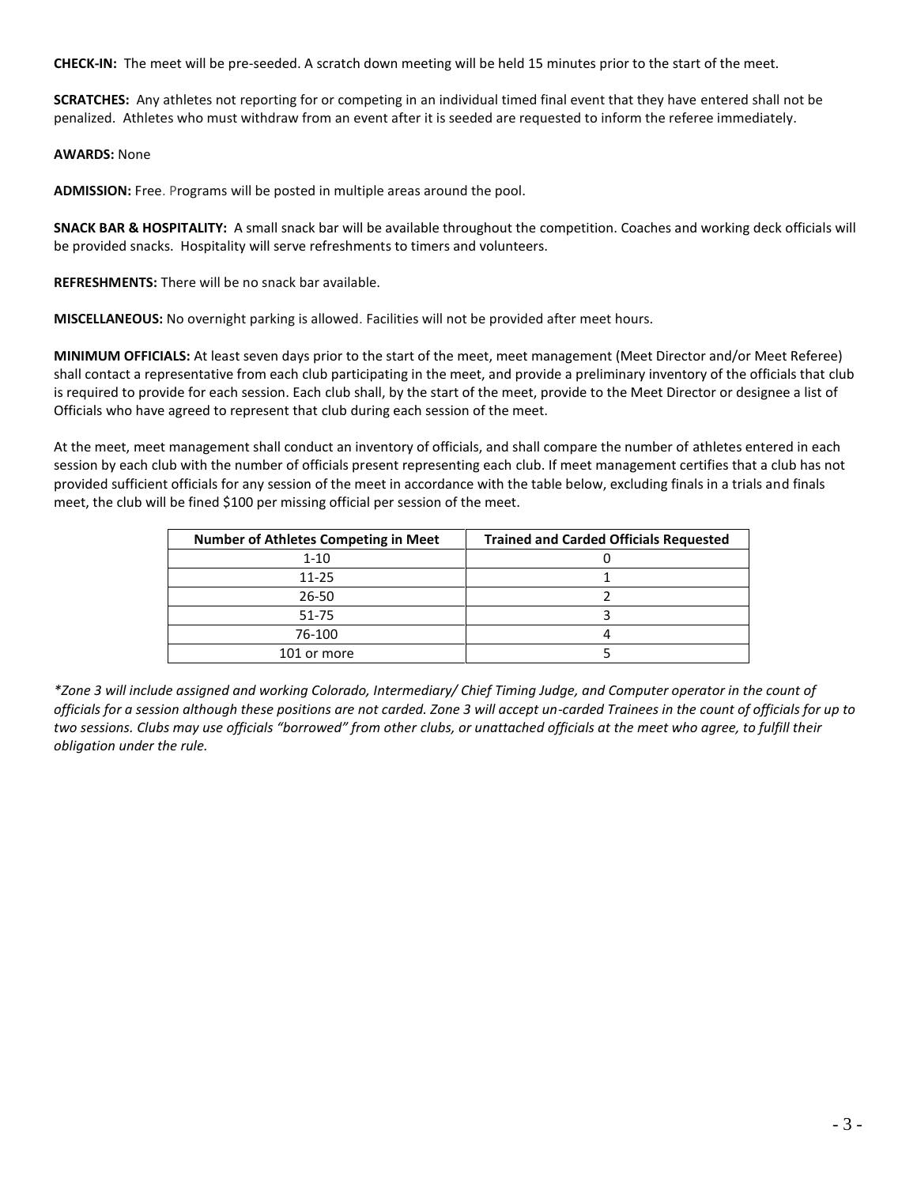**CHECK-IN:** The meet will be pre-seeded. A scratch down meeting will be held 15 minutes prior to the start of the meet.

**SCRATCHES:** Any athletes not reporting for or competing in an individual timed final event that they have entered shall not be penalized. Athletes who must withdraw from an event after it is seeded are requested to inform the referee immediately.

**AWARDS:** None

**ADMISSION:** Free. Programs will be posted in multiple areas around the pool.

**SNACK BAR & HOSPITALITY:** A small snack bar will be available throughout the competition. Coaches and working deck officials will be provided snacks. Hospitality will serve refreshments to timers and volunteers.

**REFRESHMENTS:** There will be no snack bar available.

**MISCELLANEOUS:** No overnight parking is allowed. Facilities will not be provided after meet hours.

**MINIMUM OFFICIALS:** At least seven days prior to the start of the meet, meet management (Meet Director and/or Meet Referee) shall contact a representative from each club participating in the meet, and provide a preliminary inventory of the officials that club is required to provide for each session. Each club shall, by the start of the meet, provide to the Meet Director or designee a list of Officials who have agreed to represent that club during each session of the meet.

At the meet, meet management shall conduct an inventory of officials, and shall compare the number of athletes entered in each session by each club with the number of officials present representing each club. If meet management certifies that a club has not provided sufficient officials for any session of the meet in accordance with the table below, excluding finals in a trials and finals meet, the club will be fined $100 per missing official per session of the meet.

| Number of Athletes Competing in Meet | Trained and Carded Officials Requested |
|---|---|
| 1-10 | 0 |
| 11-25 | 1 |
| 26-50 | 2 |
| 51-75 | 3 |
| 76-100 | 4 |
| 101 or more | 5 |

*\*Zone 3 will include assigned and working Colorado, Intermediary/ Chief Timing Judge, and Computer operator in the count of officials for a session although these positions are not carded. Zone 3 will accept un-carded Trainees in the count of officials for up to two sessions. Clubs may use officials "borrowed" from other clubs, or unattached officials at the meet who agree, to fulfill their obligation under the rule.*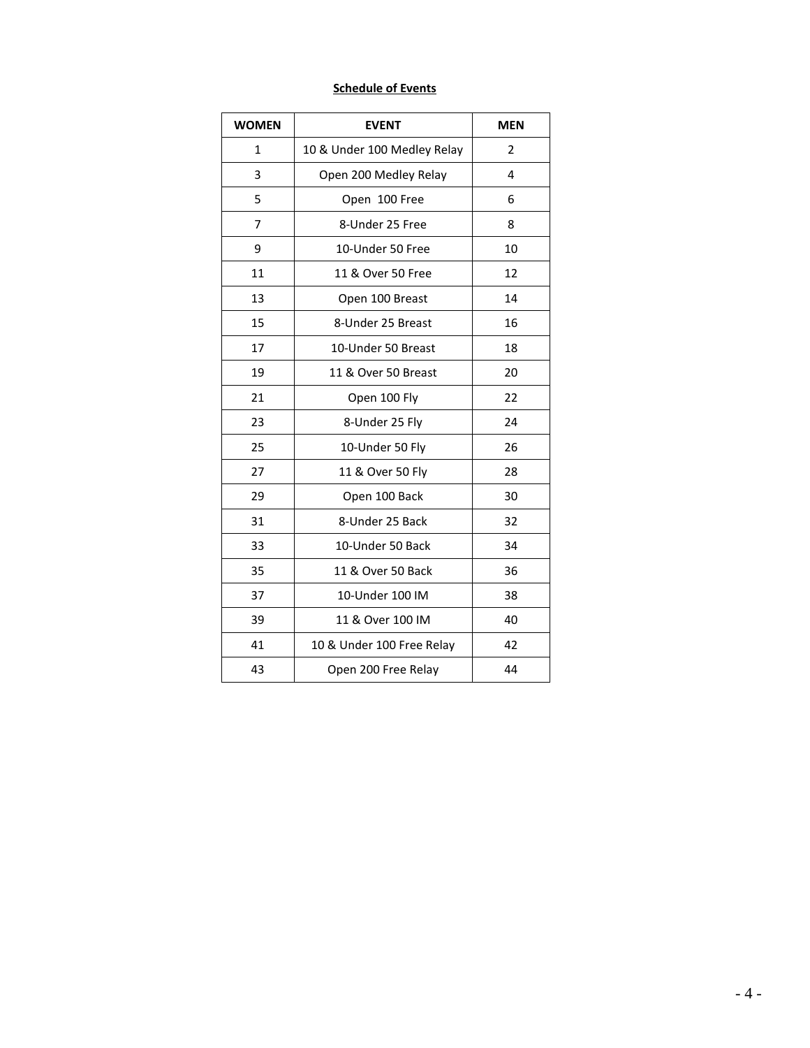**Schedule of Events**

| WOMEN | EVENT | MEN |
|---|---|---|
| 1 | 10 & Under 100 Medley Relay | 2 |
| 3 | Open 200 Medley Relay | 4 |
| 5 | Open 100 Free | 6 |
| 7 | 8-Under 25 Free | 8 |
| 9 | 10-Under 50 Free | 10 |
| 11 | 11 & Over 50 Free | 12 |
| 13 | Open 100 Breast | 14 |
| 15 | 8-Under 25 Breast | 16 |
| 17 | 10-Under 50 Breast | 18 |
| 19 | 11 & Over 50 Breast | 20 |
| 21 | Open 100 Fly | 22 |
| 23 | 8-Under 25 Fly | 24 |
| 25 | 10-Under 50 Fly | 26 |
| 27 | 11 & Over 50 Fly | 28 |
| 29 | Open 100 Back | 30 |
| 31 | 8-Under 25 Back | 32 |
| 33 | 10-Under 50 Back | 34 |
| 35 | 11 & Over 50 Back | 36 |
| 37 | 10-Under 100 IM | 38 |
| 39 | 11 & Over 100 IM | 40 |
| 41 | 10 & Under 100 Free Relay | 42 |
| 43 | Open 200 Free Relay | 44 |